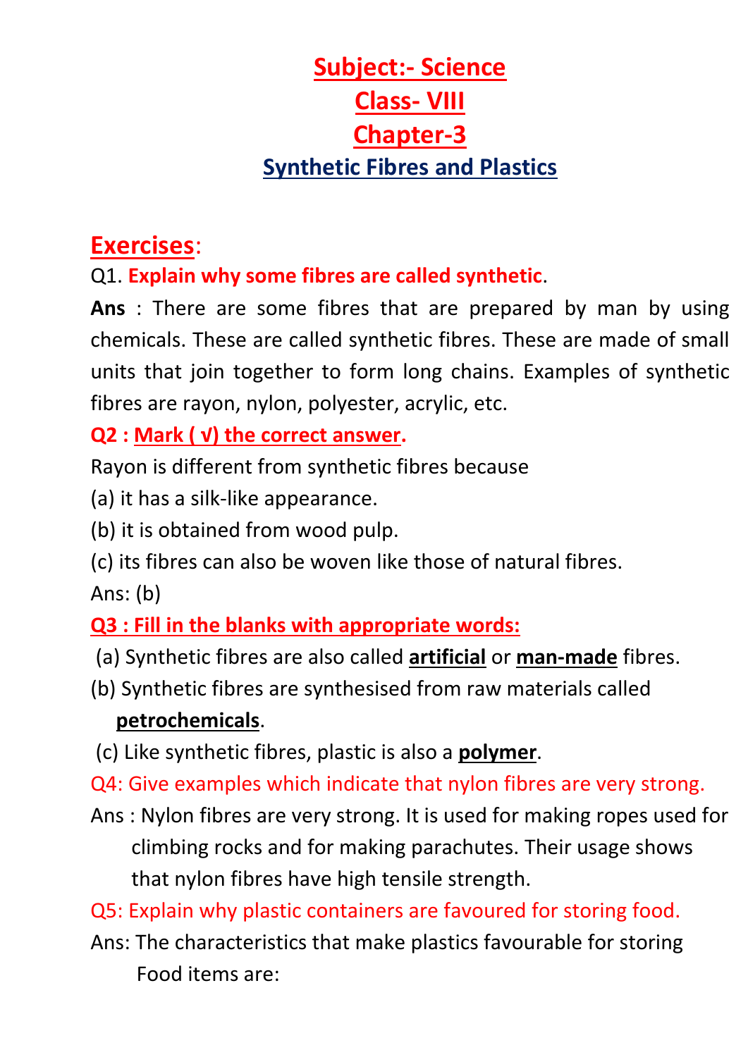# Subject:- Science

## Class- VIII

## Chapter-3

## Synthetic Fibres and Plastics

### Exercises:

Q1. **Explain why some fibres are called synthetic**.

**Ans** : There are some fibres that are prepared by man by using chemicals. These are called synthetic fibres. These are made of small units that join together to form long chains. Examples of synthetic fibres are rayon, nylon, polyester, acrylic, etc.

**Q2 : Mark ( √) the correct answer.**

Rayon is different from synthetic fibres because

(a) it has a silk-like appearance.

(b) it is obtained from wood pulp.

(c) its fibres can also be woven like those of natural fibres.

Ans: (b)

**Q3 : Fill in the blanks with appropriate words:**

(a) Synthetic fibres are also called **artificial** or **man-made** fibres.

(b) Synthetic fibres are synthesised from raw materials called **petrochemicals**.

(c) Like synthetic fibres, plastic is also a **polymer**.

Q4: Give examples which indicate that nylon fibres are very strong.

Ans : Nylon fibres are very strong. It is used for making ropes used for climbing rocks and for making parachutes. Their usage shows that nylon fibres have high tensile strength.

Q5: Explain why plastic containers are favoured for storing food.

Ans: The characteristics that make plastics favourable for storing Food items are: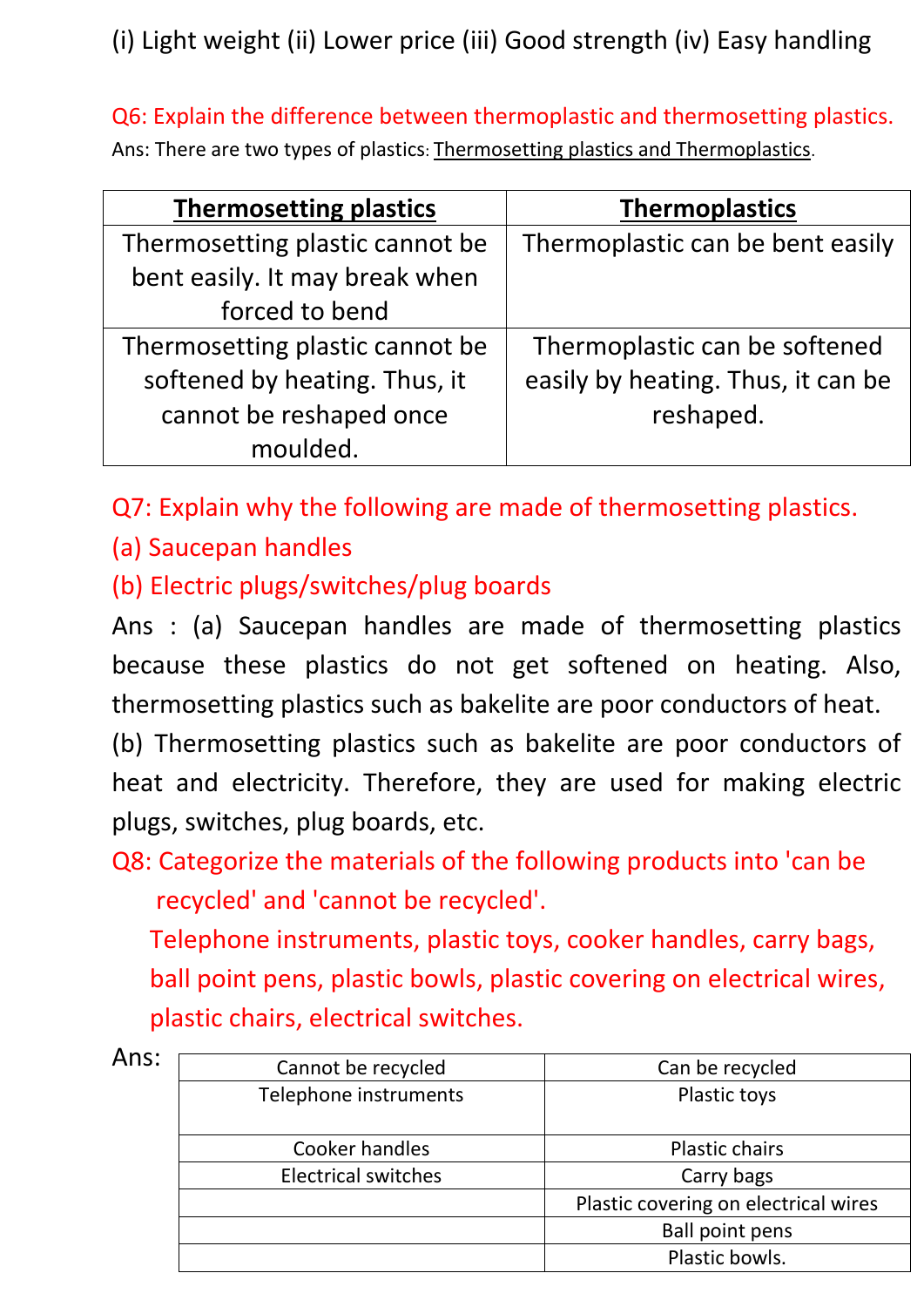(i) Light weight (ii) Lower price (iii) Good strength (iv) Easy handling

**Q6: Explain the difference between thermoplastic and thermosetting plastics.**

Ans: There are two types of plastics: Thermosetting plastics and Thermoplastics.

| **Thermosetting plastics** | **Thermoplastics** |
|---|---|
| Thermosetting plastic cannot be bent easily. It may break when forced to bend | Thermoplastic can be bent easily |
| Thermosetting plastic cannot be softened by heating. Thus, it cannot be reshaped once moulded. | Thermoplastic can be softened easily by heating. Thus, it can be reshaped. |

**Q7: Explain why the following are made of thermosetting plastics.**

**(a) Saucepan handles**

**(b) Electric plugs/switches/plug boards**

Ans : (a) Saucepan handles are made of thermosetting plastics because these plastics do not get softened on heating. Also, thermosetting plastics such as bakelite are poor conductors of heat.

(b) Thermosetting plastics such as bakelite are poor conductors of heat and electricity. Therefore, they are used for making electric plugs, switches, plug boards, etc.

**Q8: Categorize the materials of the following products into 'can be recycled' and 'cannot be recycled'.**

**Telephone instruments, plastic toys, cooker handles, carry bags, ball point pens, plastic bowls, plastic covering on electrical wires, plastic chairs, electrical switches.**

Ans:

| Cannot be recycled | Can be recycled |
|---|---|
| Telephone instruments | Plastic toys |
| Cooker handles | Plastic chairs |
| Electrical switches | Carry bags |
| | Plastic covering on electrical wires |
| | Ball point pens |
| | Plastic bowls. |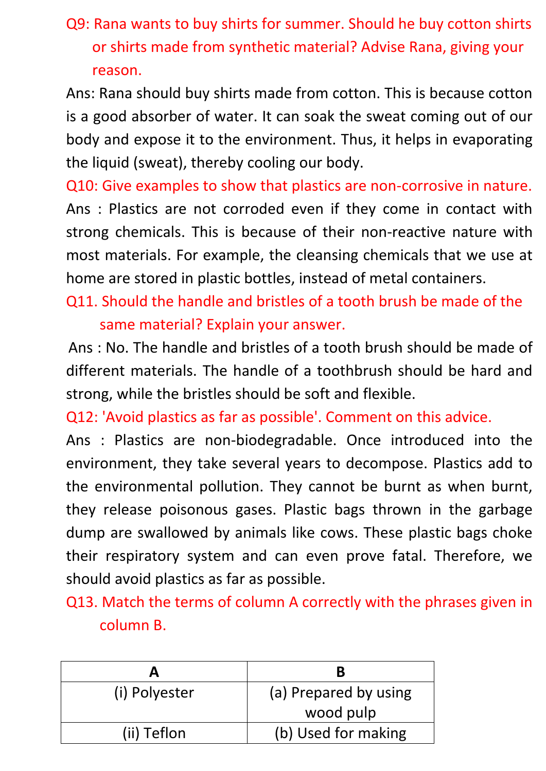**Q9: Rana wants to buy shirts for summer. Should he buy cotton shirts or shirts made from synthetic material? Advise Rana, giving your reason.**

Ans: Rana should buy shirts made from cotton. This is because cotton is a good absorber of water. It can soak the sweat coming out of our body and expose it to the environment. Thus, it helps in evaporating the liquid (sweat), thereby cooling our body.

**Q10: Give examples to show that plastics are non-corrosive in nature.**

Ans : Plastics are not corroded even if they come in contact with strong chemicals. This is because of their non-reactive nature with most materials. For example, the cleansing chemicals that we use at home are stored in plastic bottles, instead of metal containers.

**Q11. Should the handle and bristles of a tooth brush be made of the same material? Explain your answer.**

Ans : No. The handle and bristles of a tooth brush should be made of different materials. The handle of a toothbrush should be hard and strong, while the bristles should be soft and flexible.

**Q12: 'Avoid plastics as far as possible'. Comment on this advice.**

Ans : Plastics are non-biodegradable. Once introduced into the environment, they take several years to decompose. Plastics add to the environmental pollution. They cannot be burnt as when burnt, they release poisonous gases. Plastic bags thrown in the garbage dump are swallowed by animals like cows. These plastic bags choke their respiratory system and can even prove fatal. Therefore, we should avoid plastics as far as possible.

**Q13. Match the terms of column A correctly with the phrases given in column B.**

| A | B |
|---|---|
| (i) Polyester | (a) Prepared by using wood pulp |
| (ii) Teflon | (b) Used for making |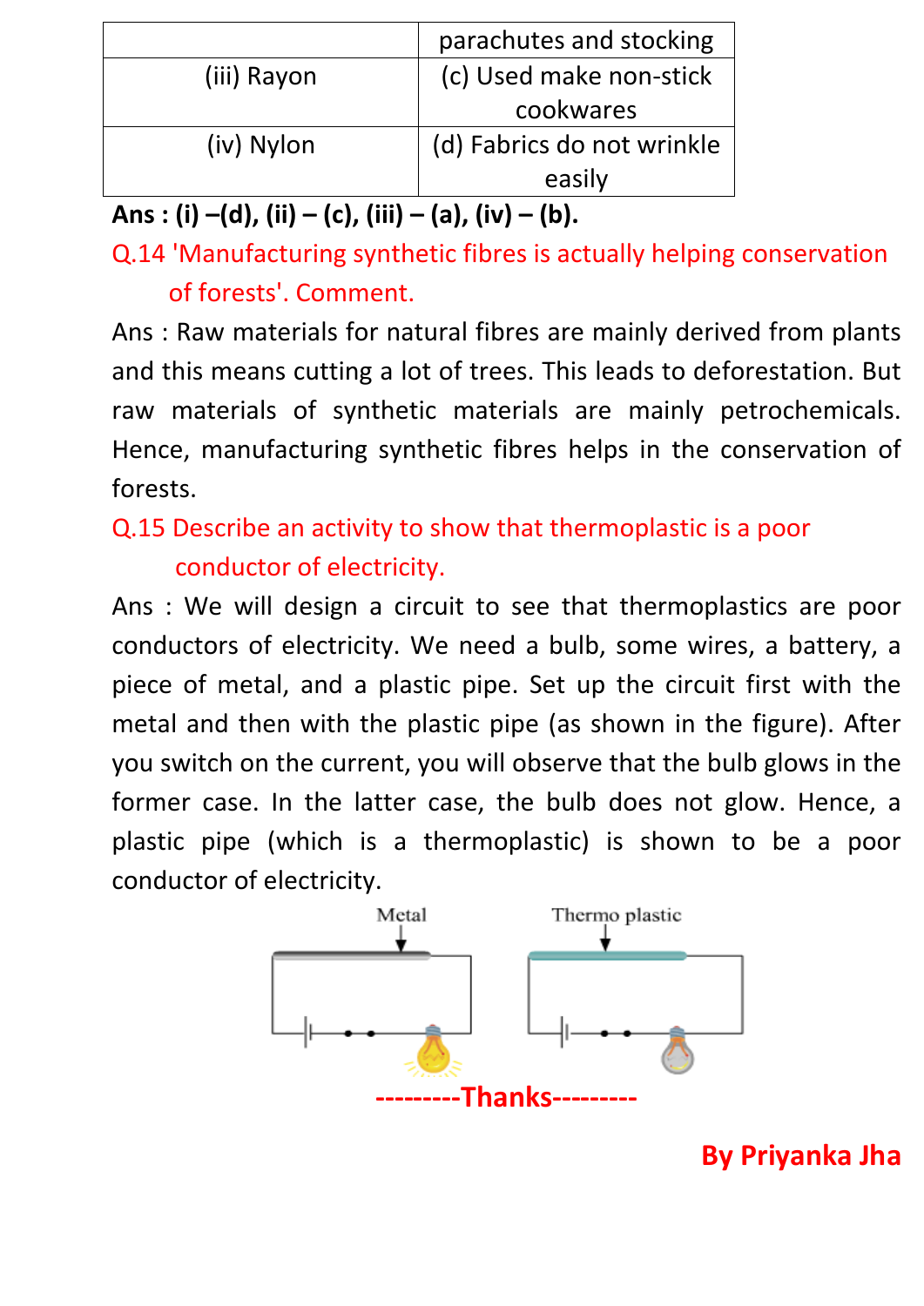| | |
|---|---|
| | parachutes and stocking |
| (iii) Rayon | (c) Used make non-stick cookwares |
| (iv) Nylon | (d) Fabrics do not wrinkle easily |

**Ans : (i) –(d), (ii) – (c), (iii) – (a), (iv) – (b).**

Q.14 'Manufacturing synthetic fibres is actually helping conservation of forests'. Comment.

Ans : Raw materials for natural fibres are mainly derived from plants and this means cutting a lot of trees. This leads to deforestation. But raw materials of synthetic materials are mainly petrochemicals. Hence, manufacturing synthetic fibres helps in the conservation of forests.

Q.15 Describe an activity to show that thermoplastic is a poor conductor of electricity.

Ans : We will design a circuit to see that thermoplastics are poor conductors of electricity. We need a bulb, some wires, a battery, a piece of metal, and a plastic pipe. Set up the circuit first with the metal and then with the plastic pipe (as shown in the figure). After you switch on the current, you will observe that the bulb glows in the former case. In the latter case, the bulb does not glow. Hence, a plastic pipe (which is a thermoplastic) is shown to be a poor conductor of electricity.

Metal

Thermo plastic

---------Thanks---------

**By Priyanka Jha**